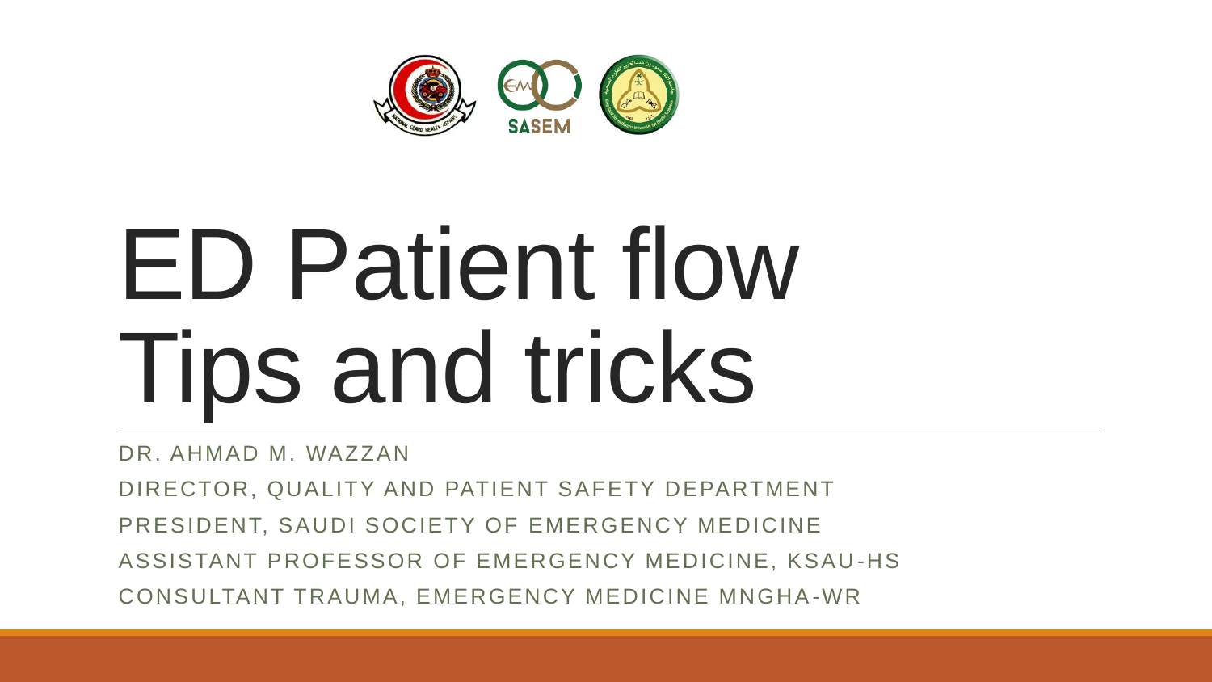# ED Patient flow Tips and tricks

DR. AHMAD M. WAZZAN

DIRECTOR, QUALITY AND PATIENT SAFETY DEPARTMENT

PRESIDENT, SAUDI SOCIETY OF EMERGENCY MEDICINE

ASSISTANT PROFESSOR OF EMERGENCY MEDICINE, KSAU-HS

CONSULTANT TRAUMA, EMERGENCY MEDICINE MNGHA-WR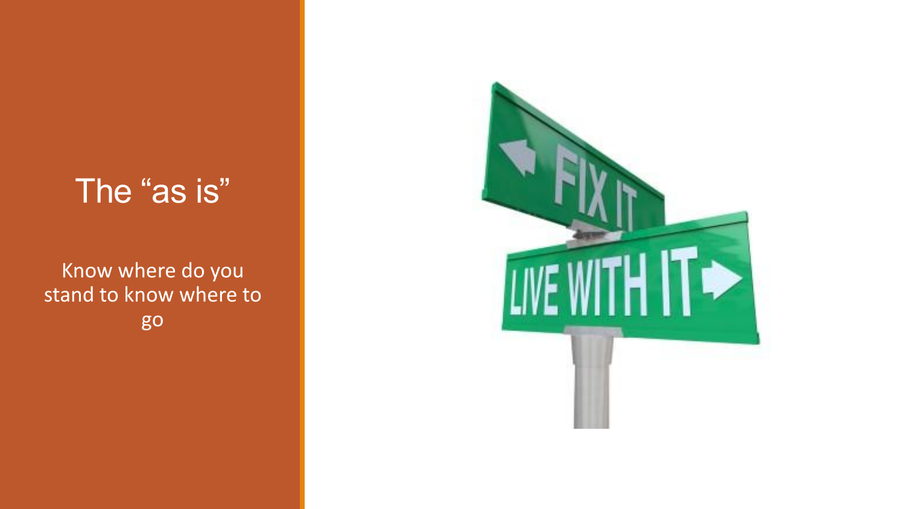# The "as is"

Know where do you stand to know where to go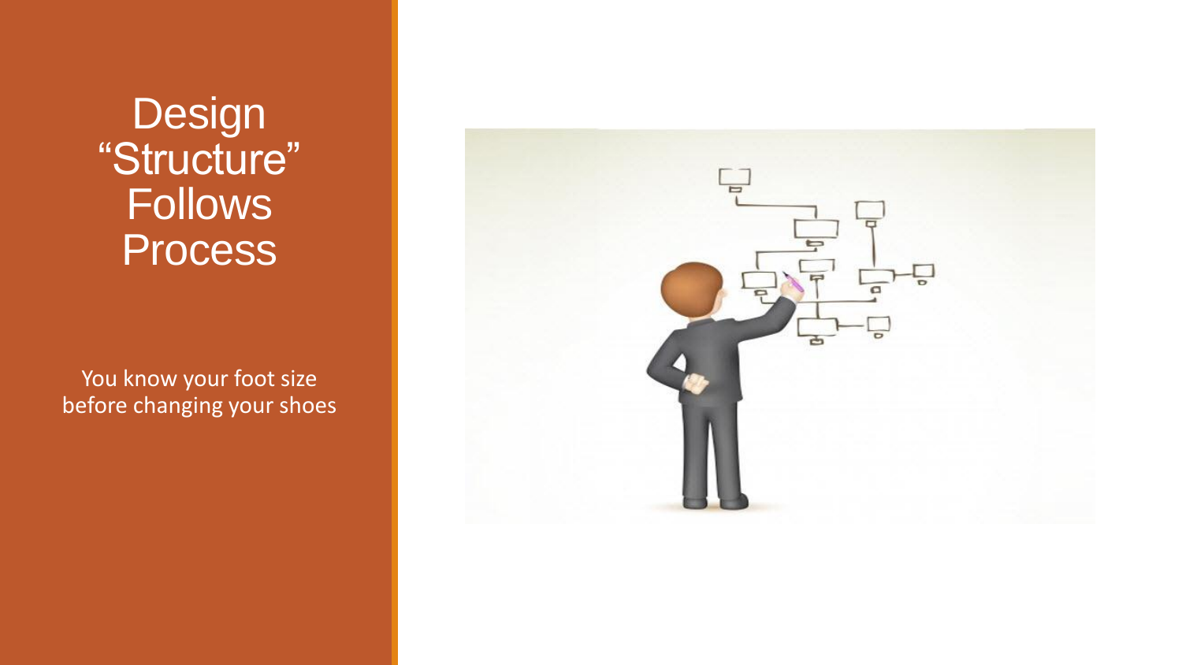# Design "Structure" Follows Process

You know your foot size before changing your shoes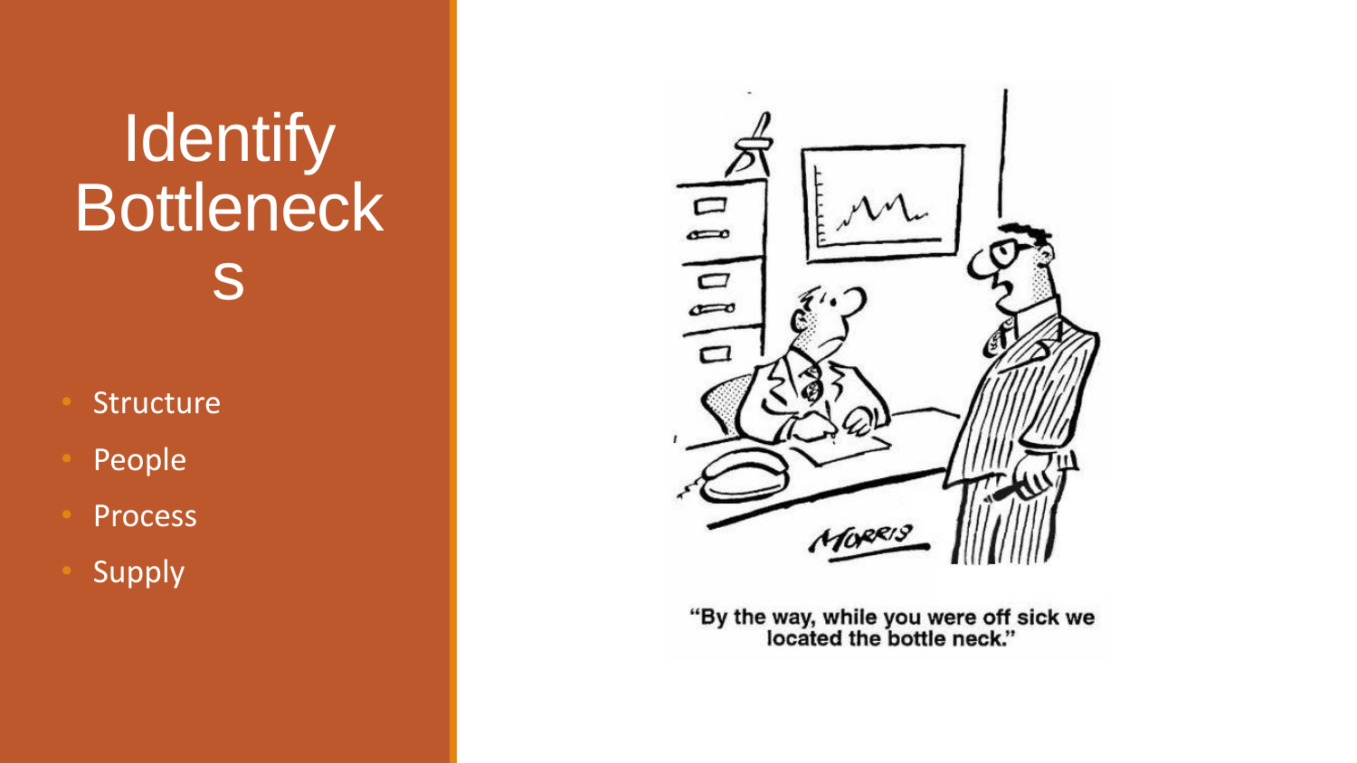# Identify Bottlenecks

- Structure
- People
- Process
- Supply

"By the way, while you were off sick we located the bottle neck."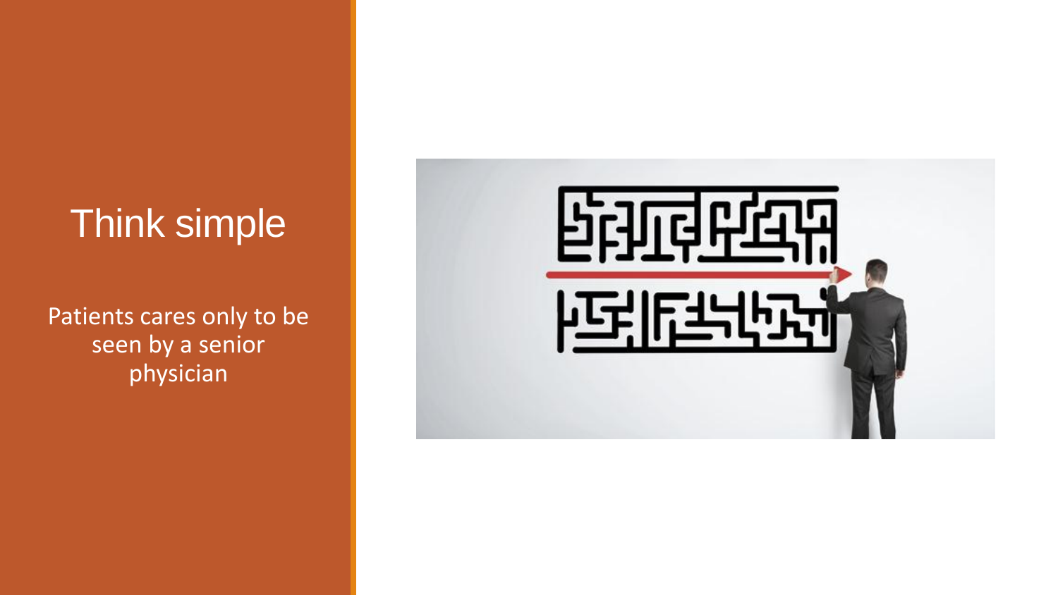# Think simple

Patients cares only to be seen by a senior physician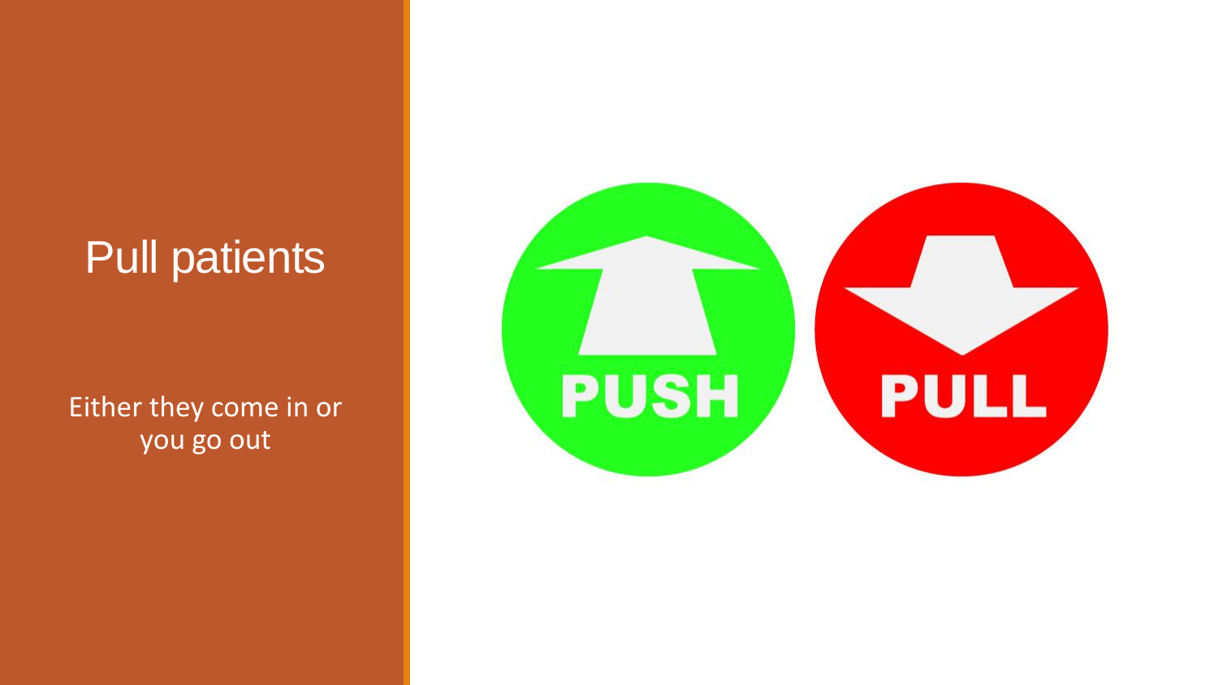# Pull patients

Either they come in or you go out

PUSH

PULL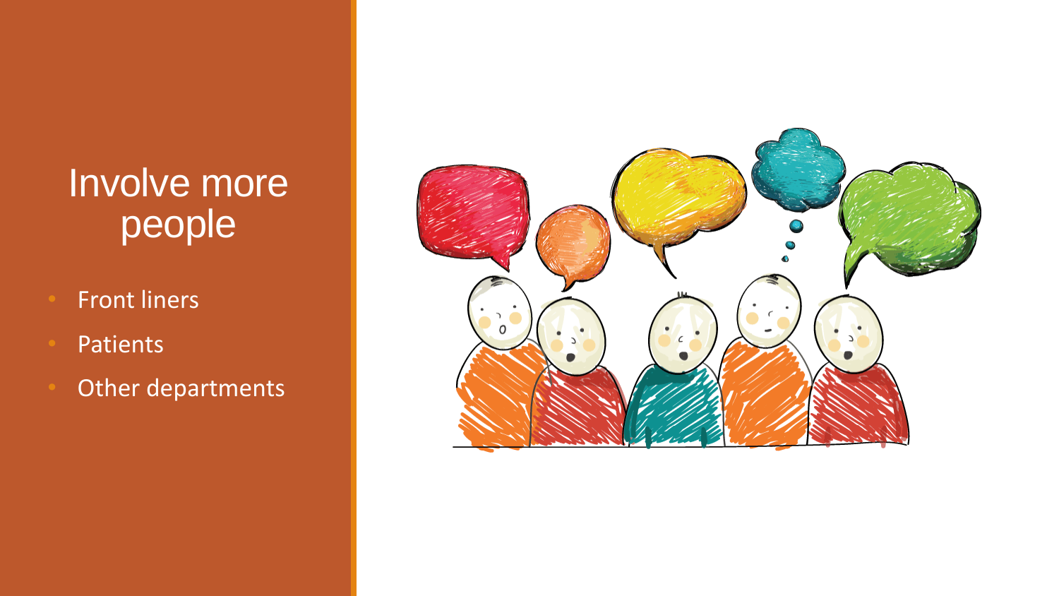# Involve more people

- Front liners
- Patients
- Other departments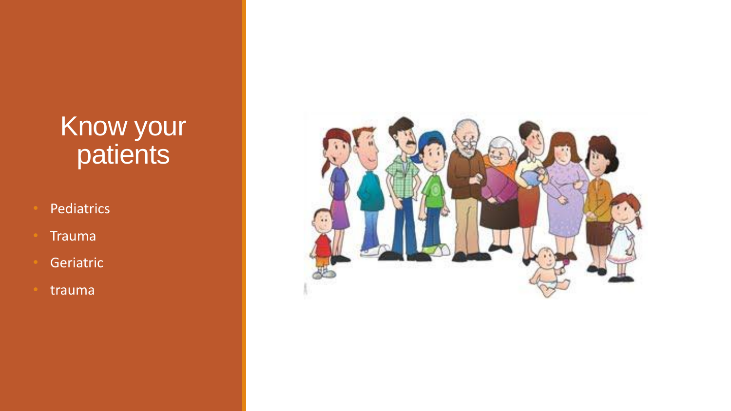# Know your patients

- Pediatrics
- Trauma
- Geriatric
- trauma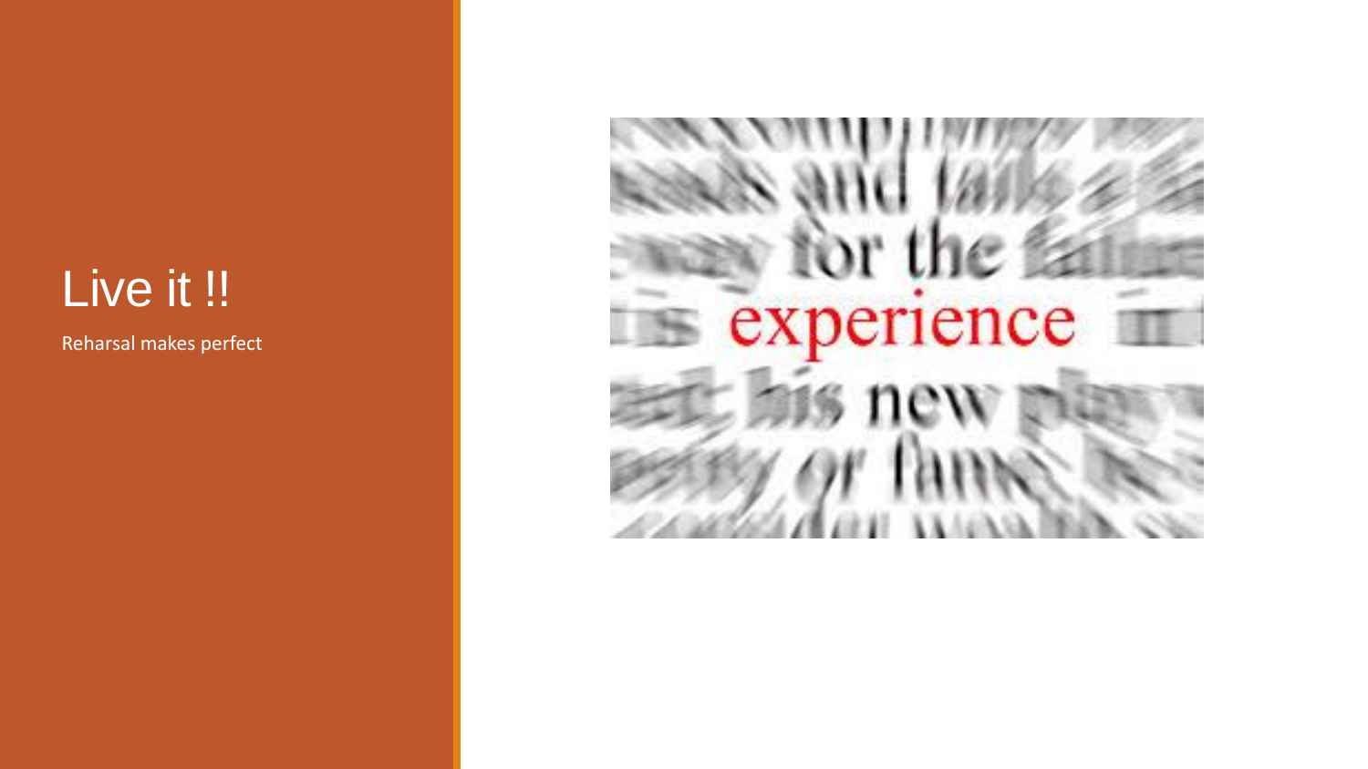# Live it !!

Reharsal makes perfect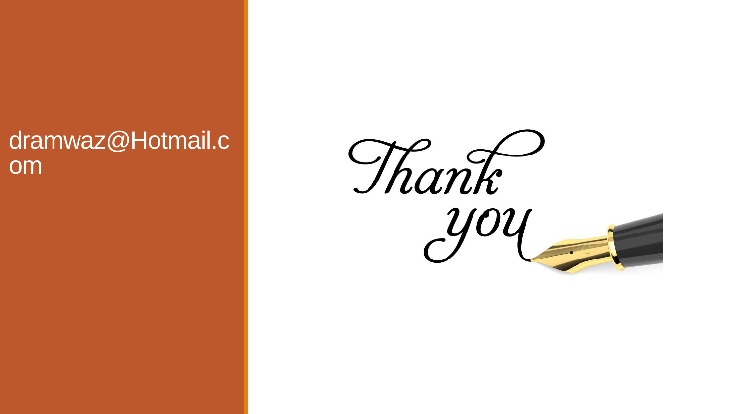dramwaz@Hotmail.com

Thank you